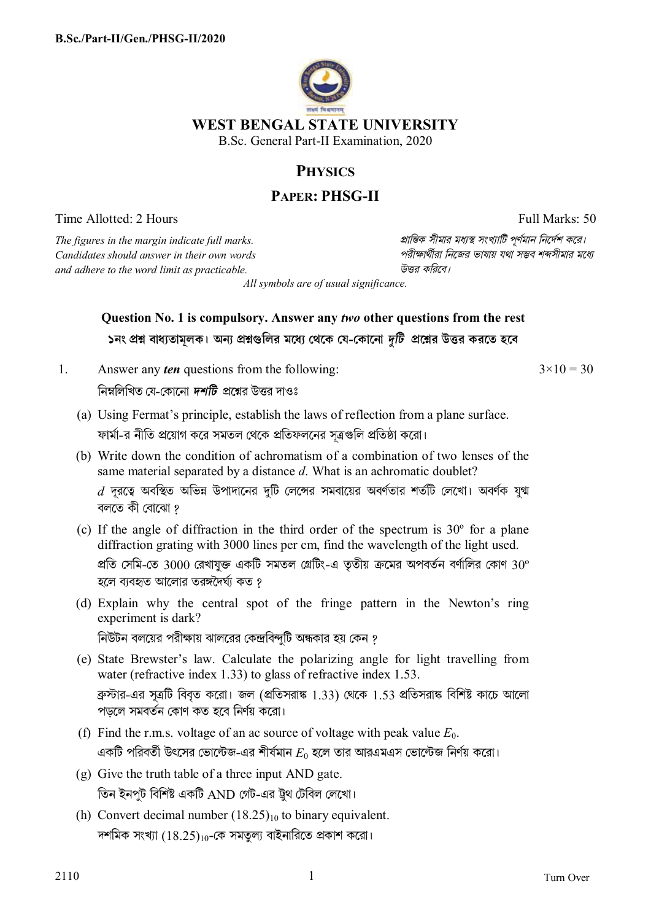**B.Sc./Part-II/Gen./PHSG-II/2020**

# WEST BENGAL STATE UNIVERSITY

B.Sc. General Part-II Examination, 2020

## PHYSICS

## PAPER: PHSG-II

Time Allotted: 2 Hours | Full Marks: 50

*The figures in the margin indicate full marks.*
*Candidates should answer in their own words and adhere to the word limit as practicable.*

*প্রান্তিক সীমার মধ্যস্থ সংখ্যাটি পূর্ণমান নির্দেশ করে।*
*পরীক্ষার্থীরা নিজের ভাষায় যথা সম্ভব শব্দসীমার মধ্যে উত্তর করিবে।*

*All symbols are of usual significance.*

**Question No. 1 is compulsory. Answer any *two* other questions from the rest**

**১নং প্রশ্ন বাধ্যতামূলক। অন্য প্রশ্নগুলির মধ্যে থেকে যে-কোনো *দুটি* প্রশ্নের উত্তর করতে হবে**

1. Answer any ***ten*** questions from the following: $3\times10 = 30$

   নিম্নলিখিত যে-কোনো ***দশটি*** প্রশ্নের উত্তর দাওঃ

   (a) Using Fermat's principle, establish the laws of reflection from a plane surface.
   ফার্মা-র নীতি প্রয়োগ করে সমতল থেকে প্রতিফলনের সূত্রগুলি প্রতিষ্ঠা করো।

   (b) Write down the condition of achromatism of a combination of two lenses of the same material separated by a distance $d$. What is an achromatic doublet?
   $d$ দূরত্বে অবস্থিত অভিন্ন উপাদানের দুটি লেন্সের সমবায়ের অবর্ণতার শর্তটি লেখো। অবর্ণক যুগ্ম বলতে কী বোঝো ?

   (c) If the angle of diffraction in the third order of the spectrum is $30^{\circ}$ for a plane diffraction grating with 3000 lines per cm, find the wavelength of the light used.
   প্রতি সেমি-তে 3000 রেখাযুক্ত একটি সমতল গ্রেটিং-এ তৃতীয় ক্রমের অপবর্তন বর্ণালির কোণ $30^{\circ}$ হলে ব্যবহৃত আলোর তরঙ্গদৈর্ঘ্য কত ?

   (d) Explain why the central spot of the fringe pattern in the Newton's ring experiment is dark?
   নিউটন বলয়ের পরীক্ষায় ঝালরের কেন্দ্রবিন্দুটি অন্ধকার হয় কেন ?

   (e) State Brewster's law. Calculate the polarizing angle for light travelling from water (refractive index 1.33) to glass of refractive index 1.53.
   ব্রুস্টার-এর সূত্রটি বিবৃত করো। জল (প্রতিসরাঙ্ক 1.33) থেকে 1.53 প্রতিসরাঙ্ক বিশিষ্ট কাচে আলো পড়লে সমবর্তন কোণ কত হবে নির্ণয় করো।

   (f) Find the r.m.s. voltage of an ac source of voltage with peak value $E_0$.
   একটি পরিবর্তী উৎসের ভোল্টেজ-এর শীর্ষমান $E_0$ হলে তার আরএমএস ভোল্টেজ নির্ণয় করো।

   (g) Give the truth table of a three input AND gate.
   তিন ইনপুট বিশিষ্ট একটি AND গেট-এর ট্রুথ টেবিল লেখো।

   (h) Convert decimal number $(18.25)_{10}$ to binary equivalent.
   দশমিক সংখ্যা $(18.25)_{10}$-কে সমতুল্য বাইনারিতে প্রকাশ করো।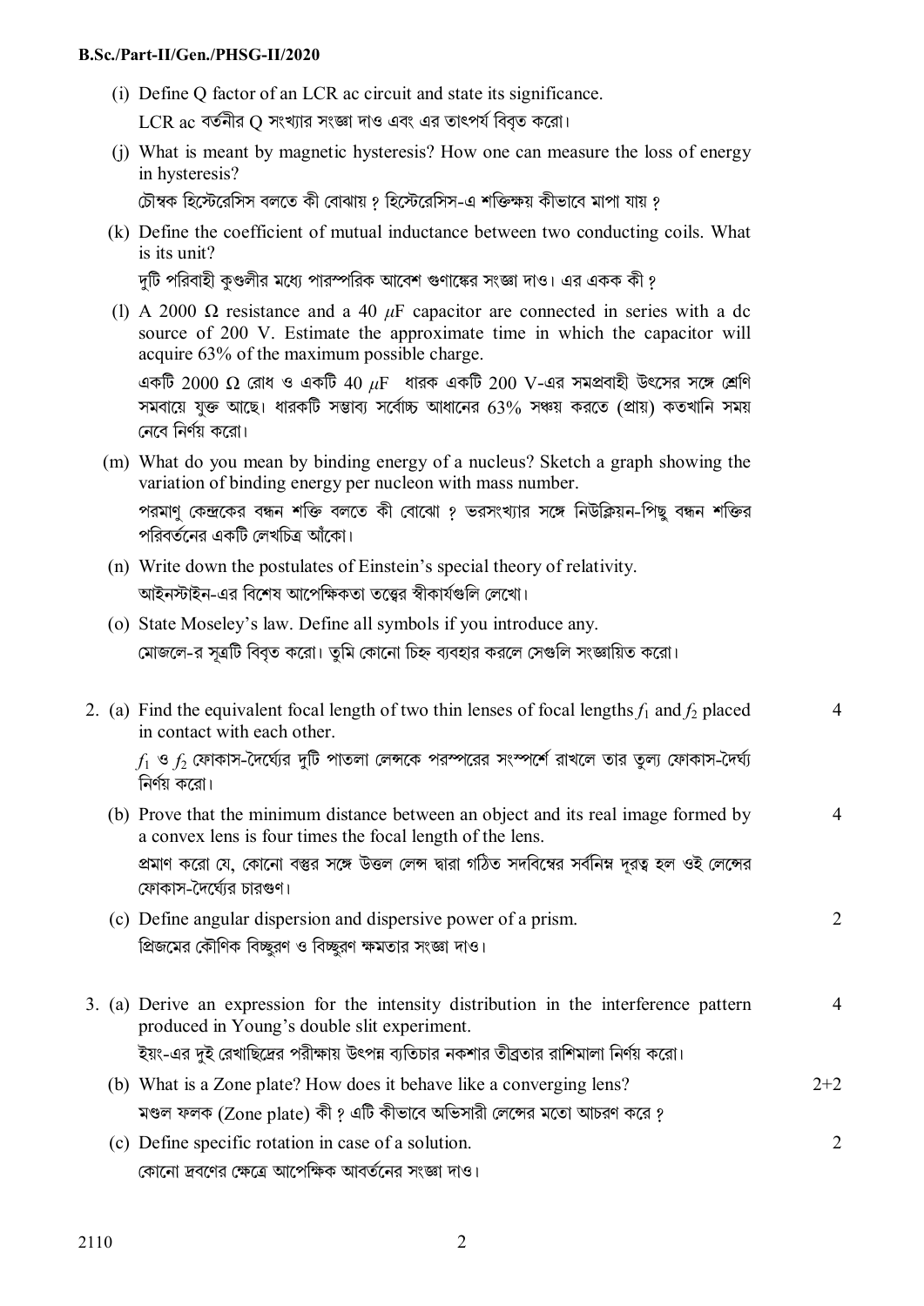(i) Define Q factor of an LCR ac circuit and state its significance.

LCR ac বর্তনীর Q সংখ্যার সংজ্ঞা দাও এবং এর তাৎপর্য বিবৃত করো।

(j) What is meant by magnetic hysteresis? How one can measure the loss of energy in hysteresis?

চৌম্বক হিস্টেরেসিস বলতে কী বোঝায় ? হিস্টেরেসিস-এ শক্তিক্ষয় কীভাবে মাপা যায় ?

(k) Define the coefficient of mutual inductance between two conducting coils. What is its unit?

দুটি পরিবাহী কুণ্ডলীর মধ্যে পারস্পরিক আবেশ গুণাঙ্কের সংজ্ঞা দাও। এর একক কী ?

(l) A 2000 Ω resistance and a 40 $\mu$F capacitor are connected in series with a dc source of 200 V. Estimate the approximate time in which the capacitor will acquire 63% of the maximum possible charge.

একটি 2000 Ω রোধ ও একটি 40 $\mu$F ধারক একটি 200 V-এর সমপ্রবাহী উৎসের সঙ্গে শ্রেণি সমবায়ে যুক্ত আছে। ধারকটি সম্ভাব্য সর্বোচ্চ আধানের 63% সঞ্চয় করতে (প্রায়) কতখানি সময় নেবে নির্ণয় করো।

(m) What do you mean by binding energy of a nucleus? Sketch a graph showing the variation of binding energy per nucleon with mass number.

পরমাণু কেন্দ্রকের বন্ধন শক্তি বলতে কী বোঝো ? ভরসংখ্যার সঙ্গে নিউক্লিয়ন-পিছু বন্ধন শক্তির পরিবর্তনের একটি লেখচিত্র আঁকো।

(n) Write down the postulates of Einstein's special theory of relativity.

আইনস্টাইন-এর বিশেষ আপেক্ষিকতা তত্ত্বের স্বীকার্যগুলি লেখো।

(o) State Moseley's law. Define all symbols if you introduce any.

মোজলে-র সূত্রটি বিবৃত করো। তুমি কোনো চিহ্ন ব্যবহার করলে সেগুলি সংজ্ঞায়িত করো।

2. (a) Find the equivalent focal length of two thin lenses of focal lengths $f_1$ and $f_2$ placed in contact with each other. — 4

$f_1$ ও $f_2$ ফোকাস-দৈর্ঘ্যের দুটি পাতলা লেন্সকে পরস্পরের সংস্পর্শে রাখলে তার তুল্য ফোকাস-দৈর্ঘ্য নির্ণয় করো।

(b) Prove that the minimum distance between an object and its real image formed by a convex lens is four times the focal length of the lens. — 4

প্রমাণ করো যে, কোনো বস্তুর সঙ্গে উত্তল লেন্স দ্বারা গঠিত সদবিম্বের সর্বনিম্ন দূরত্ব হল ওই লেন্সের ফোকাস-দৈর্ঘ্যের চারগুণ।

(c) Define angular dispersion and dispersive power of a prism. — 2

প্রিজমের কৌণিক বিচ্ছুরণ ও বিচ্ছুরণ ক্ষমতার সংজ্ঞা দাও।

3. (a) Derive an expression for the intensity distribution in the interference pattern produced in Young's double slit experiment. — 4

ইয়ং-এর দুই রেখাছিদ্রের পরীক্ষায় উৎপন্ন ব্যতিচার নকশার তীব্রতার রাশিমালা নির্ণয় করো।

(b) What is a Zone plate? How does it behave like a converging lens? — 2+2

মণ্ডল ফলক (Zone plate) কী ? এটি কীভাবে অভিসারী লেন্সের মতো আচরণ করে ?

(c) Define specific rotation in case of a solution. — 2

কোনো দ্রবণের ক্ষেত্রে আপেক্ষিক আবর্তনের সংজ্ঞা দাও।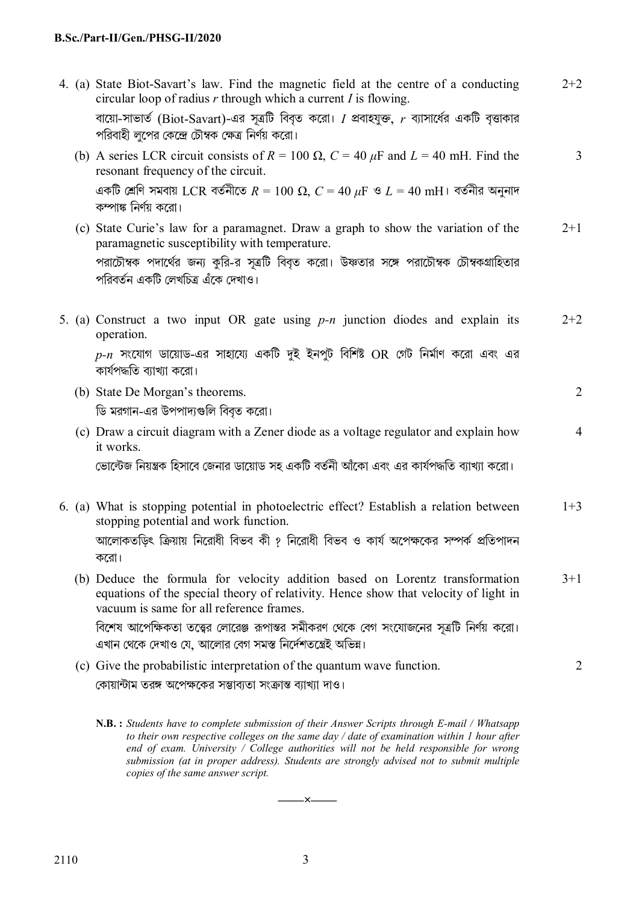4. (a) State Biot-Savart's law. Find the magnetic field at the centre of a conducting circular loop of radius $r$ through which a current $I$ is flowing. 2+2

   বায়ো-সাভার্ত (Biot-Savart)-এর সূত্রটি বিবৃত করো। $I$ প্রবাহযুক্ত, $r$ ব্যাসার্ধের একটি বৃত্তাকার পরিবাহী লুপের কেন্দ্রে চৌম্বক ক্ষেত্র নির্ণয় করো।

   (b) A series LCR circuit consists of $R = 100\ \Omega$, $C = 40\ \mu\text{F}$ and $L = 40$ mH. Find the resonant frequency of the circuit. 3

   একটি শ্রেণি সমবায় LCR বর্তনীতে $R = 100\ \Omega$, $C = 40\ \mu\text{F}$ ও $L = 40$ mH। বর্তনীর অনুনাদ কম্পাঙ্ক নির্ণয় করো।

   (c) State Curie's law for a paramagnet. Draw a graph to show the variation of the paramagnetic susceptibility with temperature. 2+1

   পরাচৌম্বক পদার্থের জন্য কুরি-র সূত্রটি বিবৃত করো। উষ্ণতার সঙ্গে পরাচৌম্বক চৌম্বকগ্রাহিতার পরিবর্তন একটি লেখচিত্র এঁকে দেখাও।

5. (a) Construct a two input OR gate using $p$-$n$ junction diodes and explain its operation. 2+2

   $p$-$n$ সংযোগ ডায়োড-এর সাহায্যে একটি দুই ইনপুট বিশিষ্ট OR গেট নির্মাণ করো এবং এর কার্যপদ্ধতি ব্যাখ্যা করো।

   (b) State De Morgan's theorems. 2

   ডি মরগান-এর উপপাদ্যগুলি বিবৃত করো।

   (c) Draw a circuit diagram with a Zener diode as a voltage regulator and explain how it works. 4

   ভোল্টেজ নিয়ন্ত্রক হিসাবে জেনার ডায়োড সহ একটি বর্তনী আঁকো এবং এর কার্যপদ্ধতি ব্যাখ্যা করো।

6. (a) What is stopping potential in photoelectric effect? Establish a relation between stopping potential and work function. 1+3

   আলোকতড়িৎ ক্রিয়ায় নিরোধী বিভব কী ? নিরোধী বিভব ও কার্য অপেক্ষকের সম্পর্ক প্রতিপাদন করো।

   (b) Deduce the formula for velocity addition based on Lorentz transformation equations of the special theory of relativity. Hence show that velocity of light in vacuum is same for all reference frames. 3+1

   বিশেষ আপেক্ষিকতা তত্ত্বের লোরেঞ্জ রূপান্তর সমীকরণ থেকে বেগ সংযোজনের সূত্রটি নির্ণয় করো। এখান থেকে দেখাও যে, আলোর বেগ সমস্ত নির্দেশতন্ত্রেই অভিন্ন।

   (c) Give the probabilistic interpretation of the quantum wave function. 2

   কোয়ান্টাম তরঙ্গ অপেক্ষকের সম্ভাব্যতা সংক্রান্ত ব্যাখ্যা দাও।

**N.B. :** *Students have to complete submission of their Answer Scripts through E-mail / Whatsapp to their own respective colleges on the same day / date of examination within 1 hour after end of exam. University / College authorities will not be held responsible for wrong submission (at in proper address). Students are strongly advised not to submit multiple copies of the same answer script.*

——×——